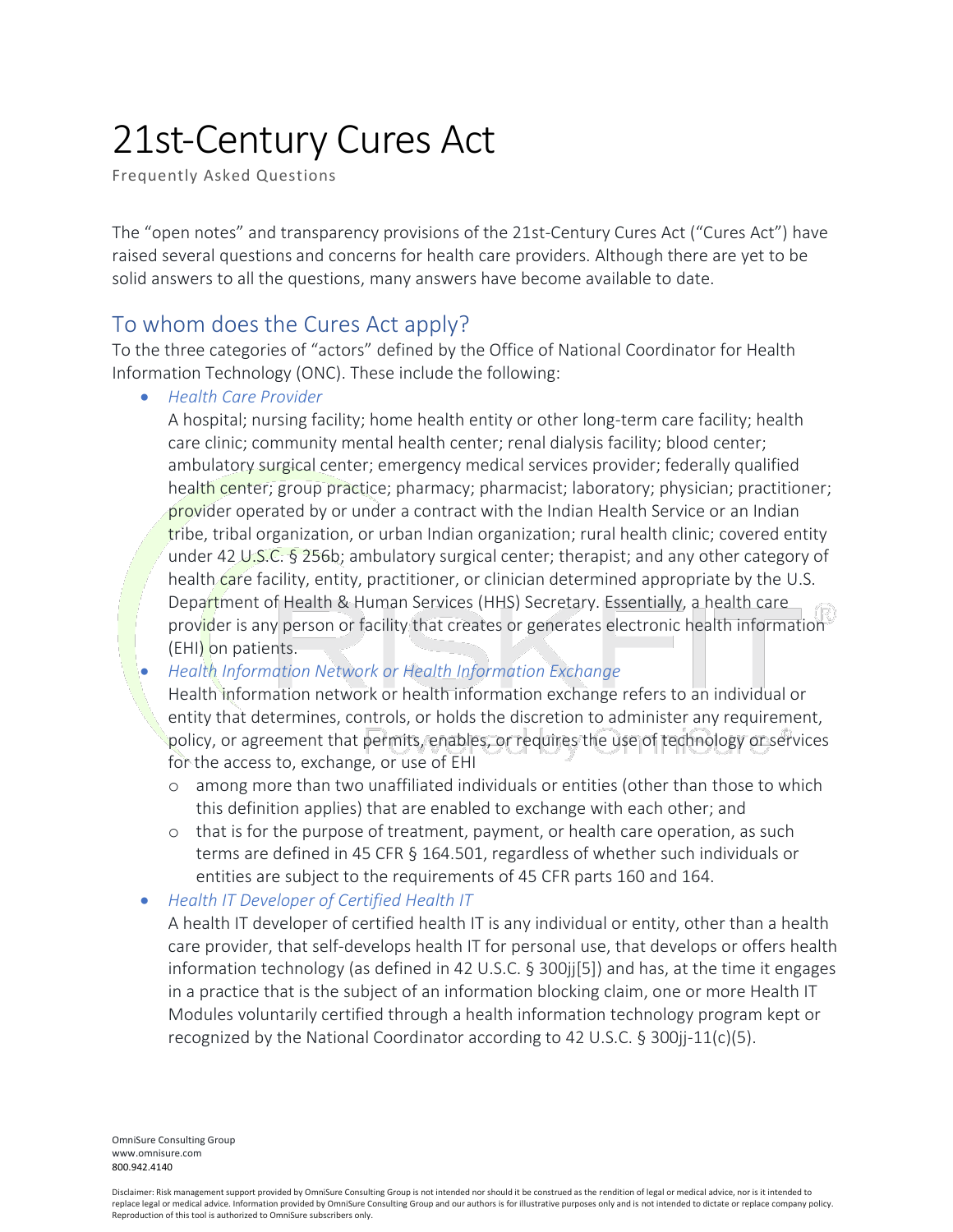# 21st-Century Cures Act

Frequently Asked Questions

The "open notes" and transparency provisions of the 21st-Century Cures Act ("Cures Act") have raised several questions and concerns for health care providers. Although there are yet to be solid answers to all the questions, many answers have become available to date.

## To whom does the Cures Act apply?

To the three categories of "actors" defined by the Office of National Coordinator for Health Information Technology (ONC). These include the following:

- *Health Care Provider*
  A hospital; nursing facility; home health entity or other long-term care facility; health care clinic; community mental health center; renal dialysis facility; blood center; ambulatory surgical center; emergency medical services provider; federally qualified health center; group practice; pharmacy; pharmacist; laboratory; physician; practitioner; provider operated by or under a contract with the Indian Health Service or an Indian tribe, tribal organization, or urban Indian organization; rural health clinic; covered entity under 42 U.S.C. § 256b; ambulatory surgical center; therapist; and any other category of health care facility, entity, practitioner, or clinician determined appropriate by the U.S. Department of Health & Human Services (HHS) Secretary. Essentially, a health care provider is any person or facility that creates or generates electronic health information (EHI) on patients.
- *Health Information Network or Health Information Exchange*
  Health information network or health information exchange refers to an individual or entity that determines, controls, or holds the discretion to administer any requirement, policy, or agreement that permits, enables, or requires the use of technology or services for the access to, exchange, or use of EHI
  - among more than two unaffiliated individuals or entities (other than those to which this definition applies) that are enabled to exchange with each other; and
  - that is for the purpose of treatment, payment, or health care operation, as such terms are defined in 45 CFR § 164.501, regardless of whether such individuals or entities are subject to the requirements of 45 CFR parts 160 and 164.
- *Health IT Developer of Certified Health IT*
  A health IT developer of certified health IT is any individual or entity, other than a health care provider, that self-develops health IT for personal use, that develops or offers health information technology (as defined in 42 U.S.C. § 300jj[5]) and has, at the time it engages in a practice that is the subject of an information blocking claim, one or more Health IT Modules voluntarily certified through a health information technology program kept or recognized by the National Coordinator according to 42 U.S.C. § 300jj-11(c)(5).

OmniSure Consulting Group
www.omnisure.com
800.942.4140

Disclaimer: Risk management support provided by OmniSure Consulting Group is not intended nor should it be construed as the rendition of legal or medical advice, nor is it intended to replace legal or medical advice. Information provided by OmniSure Consulting Group and our authors is for illustrative purposes only and is not intended to dictate or replace company policy. Reproduction of this tool is authorized to OmniSure subscribers only.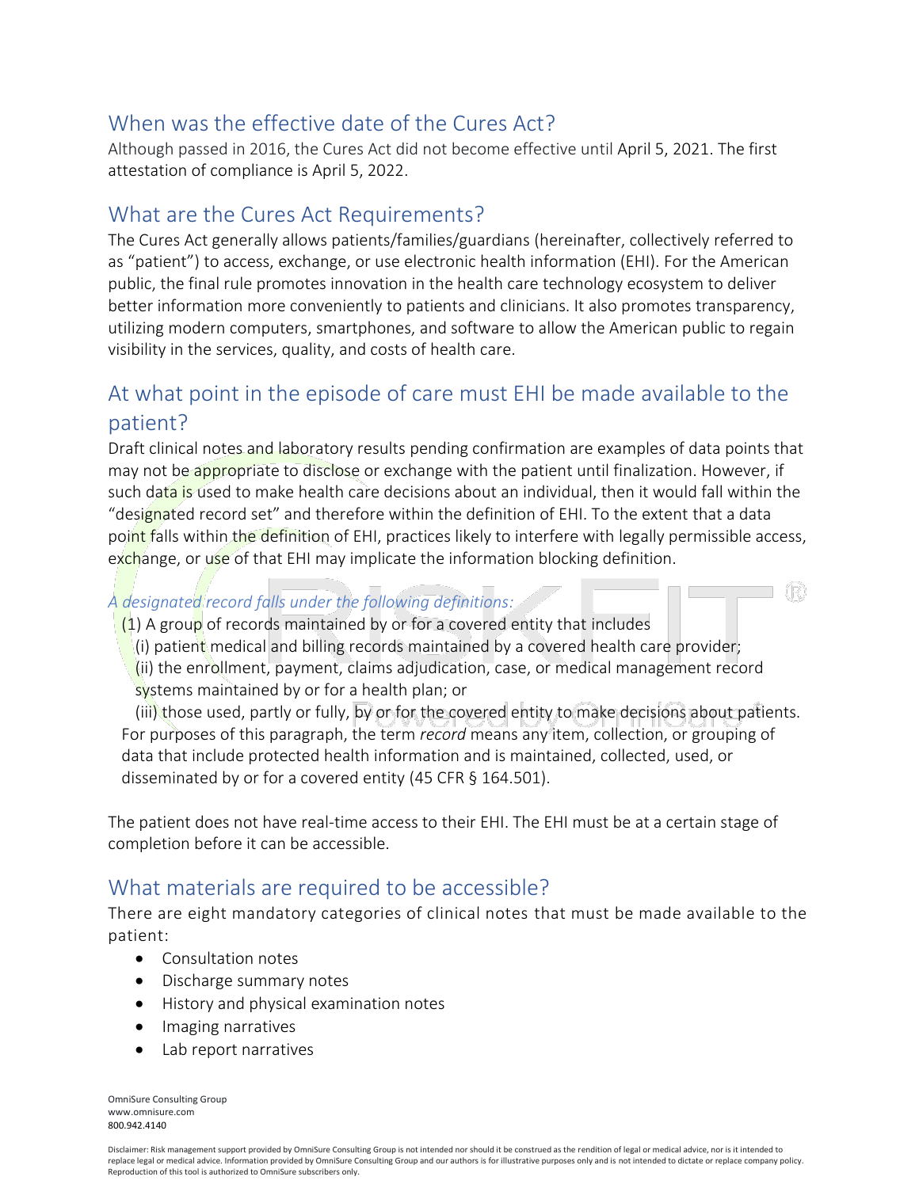## When was the effective date of the Cures Act?

Although passed in 2016, the Cures Act did not become effective until April 5, 2021. The first attestation of compliance is April 5, 2022.

## What are the Cures Act Requirements?

The Cures Act generally allows patients/families/guardians (hereinafter, collectively referred to as "patient") to access, exchange, or use electronic health information (EHI). For the American public, the final rule promotes innovation in the health care technology ecosystem to deliver better information more conveniently to patients and clinicians. It also promotes transparency, utilizing modern computers, smartphones, and software to allow the American public to regain visibility in the services, quality, and costs of health care.

## At what point in the episode of care must EHI be made available to the patient?

Draft clinical notes and laboratory results pending confirmation are examples of data points that may not be appropriate to disclose or exchange with the patient until finalization. However, if such data is used to make health care decisions about an individual, then it would fall within the "designated record set" and therefore within the definition of EHI. To the extent that a data point falls within the definition of EHI, practices likely to interfere with legally permissible access, exchange, or use of that EHI may implicate the information blocking definition.

*A designated record falls under the following definitions:*

> (1) A group of records maintained by or for a covered entity that includes
> (i) patient medical and billing records maintained by a covered health care provider;
> (ii) the enrollment, payment, claims adjudication, case, or medical management record systems maintained by or for a health plan; or
> (iii) those used, partly or fully, by or for the covered entity to make decisions about patients.
> For purposes of this paragraph, the term *record* means any item, collection, or grouping of data that include protected health information and is maintained, collected, used, or disseminated by or for a covered entity (45 CFR § 164.501).

The patient does not have real-time access to their EHI. The EHI must be at a certain stage of completion before it can be accessible.

## What materials are required to be accessible?

There are eight mandatory categories of clinical notes that must be made available to the patient:

- Consultation notes
- Discharge summary notes
- History and physical examination notes
- Imaging narratives
- Lab report narratives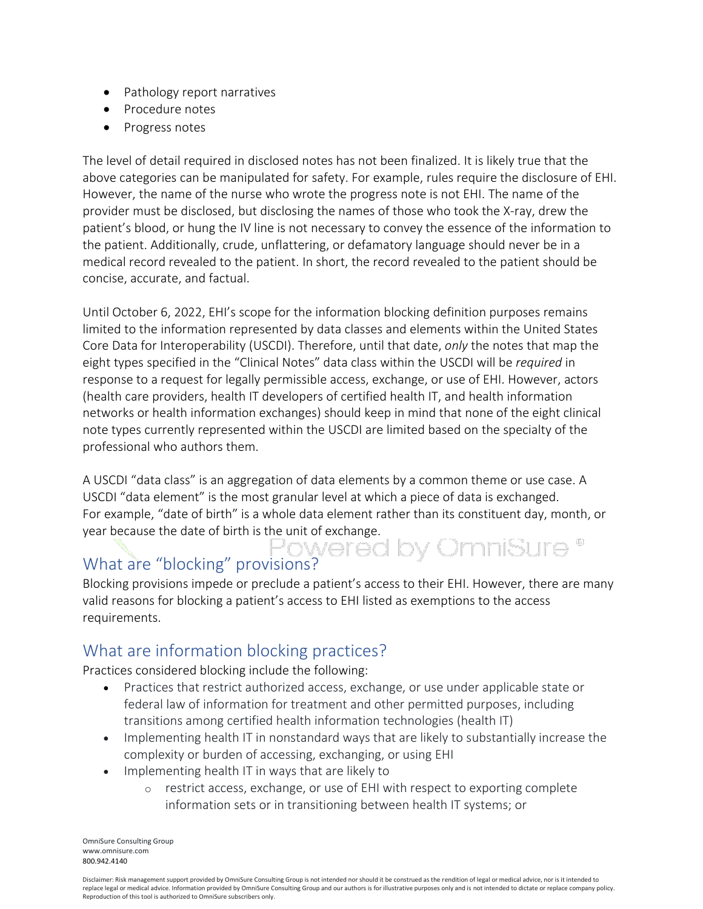- Pathology report narratives
- Procedure notes
- Progress notes

The level of detail required in disclosed notes has not been finalized. It is likely true that the above categories can be manipulated for safety. For example, rules require the disclosure of EHI. However, the name of the nurse who wrote the progress note is not EHI. The name of the provider must be disclosed, but disclosing the names of those who took the X-ray, drew the patient's blood, or hung the IV line is not necessary to convey the essence of the information to the patient. Additionally, crude, unflattering, or defamatory language should never be in a medical record revealed to the patient. In short, the record revealed to the patient should be concise, accurate, and factual.

Until October 6, 2022, EHI's scope for the information blocking definition purposes remains limited to the information represented by data classes and elements within the United States Core Data for Interoperability (USCDI). Therefore, until that date, *only* the notes that map the eight types specified in the "Clinical Notes" data class within the USCDI will be *required* in response to a request for legally permissible access, exchange, or use of EHI. However, actors (health care providers, health IT developers of certified health IT, and health information networks or health information exchanges) should keep in mind that none of the eight clinical note types currently represented within the USCDI are limited based on the specialty of the professional who authors them.

A USCDI "data class" is an aggregation of data elements by a common theme or use case. A USCDI "data element" is the most granular level at which a piece of data is exchanged. For example, "date of birth" is a whole data element rather than its constituent day, month, or year because the date of birth is the unit of exchange.

## What are "blocking" provisions?

Blocking provisions impede or preclude a patient's access to their EHI. However, there are many valid reasons for blocking a patient's access to EHI listed as exemptions to the access requirements.

## What are information blocking practices?

Practices considered blocking include the following:

- Practices that restrict authorized access, exchange, or use under applicable state or federal law of information for treatment and other permitted purposes, including transitions among certified health information technologies (health IT)
- Implementing health IT in nonstandard ways that are likely to substantially increase the complexity or burden of accessing, exchanging, or using EHI
- Implementing health IT in ways that are likely to
  - restrict access, exchange, or use of EHI with respect to exporting complete information sets or in transitioning between health IT systems; or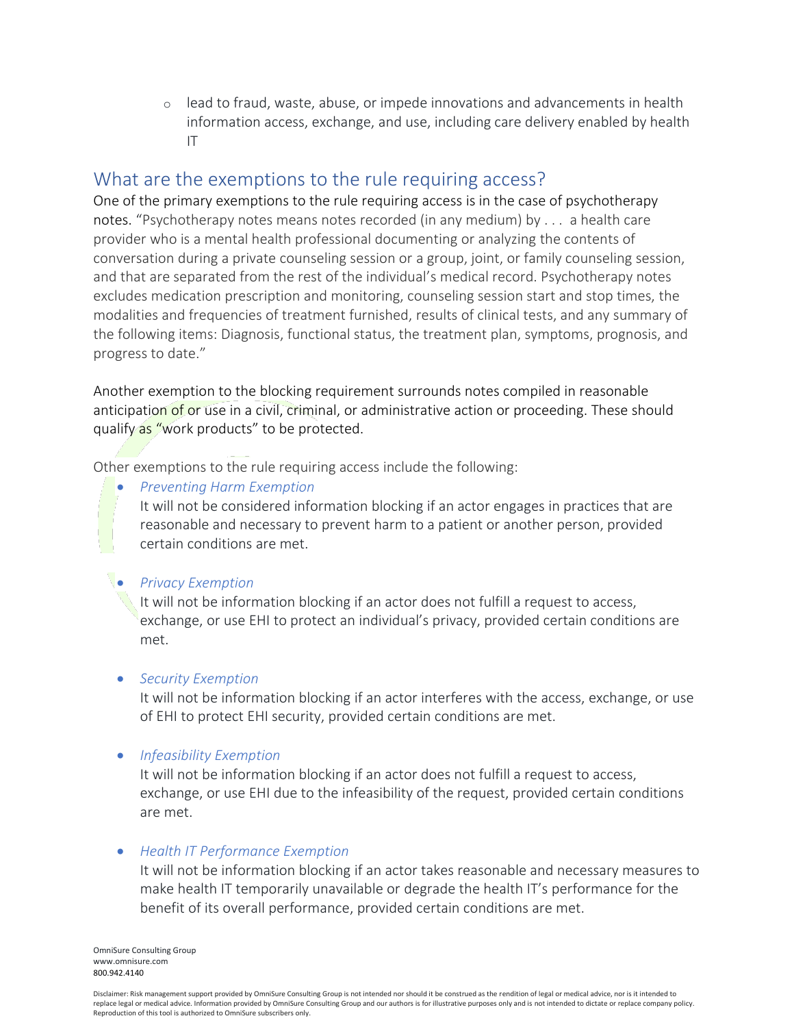- lead to fraud, waste, abuse, or impede innovations and advancements in health information access, exchange, and use, including care delivery enabled by health IT

## What are the exemptions to the rule requiring access?

One of the primary exemptions to the rule requiring access is in the case of psychotherapy notes. "Psychotherapy notes means notes recorded (in any medium) by . . . a health care provider who is a mental health professional documenting or analyzing the contents of conversation during a private counseling session or a group, joint, or family counseling session, and that are separated from the rest of the individual's medical record. Psychotherapy notes excludes medication prescription and monitoring, counseling session start and stop times, the modalities and frequencies of treatment furnished, results of clinical tests, and any summary of the following items: Diagnosis, functional status, the treatment plan, symptoms, prognosis, and progress to date."

Another exemption to the blocking requirement surrounds notes compiled in reasonable anticipation of or use in a civil, criminal, or administrative action or proceeding. These should qualify as "work products" to be protected.

Other exemptions to the rule requiring access include the following:

- *Preventing Harm Exemption*
  It will not be considered information blocking if an actor engages in practices that are reasonable and necessary to prevent harm to a patient or another person, provided certain conditions are met.

- *Privacy Exemption*
  It will not be information blocking if an actor does not fulfill a request to access, exchange, or use EHI to protect an individual's privacy, provided certain conditions are met.

- *Security Exemption*
  It will not be information blocking if an actor interferes with the access, exchange, or use of EHI to protect EHI security, provided certain conditions are met.

- *Infeasibility Exemption*
  It will not be information blocking if an actor does not fulfill a request to access, exchange, or use EHI due to the infeasibility of the request, provided certain conditions are met.

- *Health IT Performance Exemption*
  It will not be information blocking if an actor takes reasonable and necessary measures to make health IT temporarily unavailable or degrade the health IT's performance for the benefit of its overall performance, provided certain conditions are met.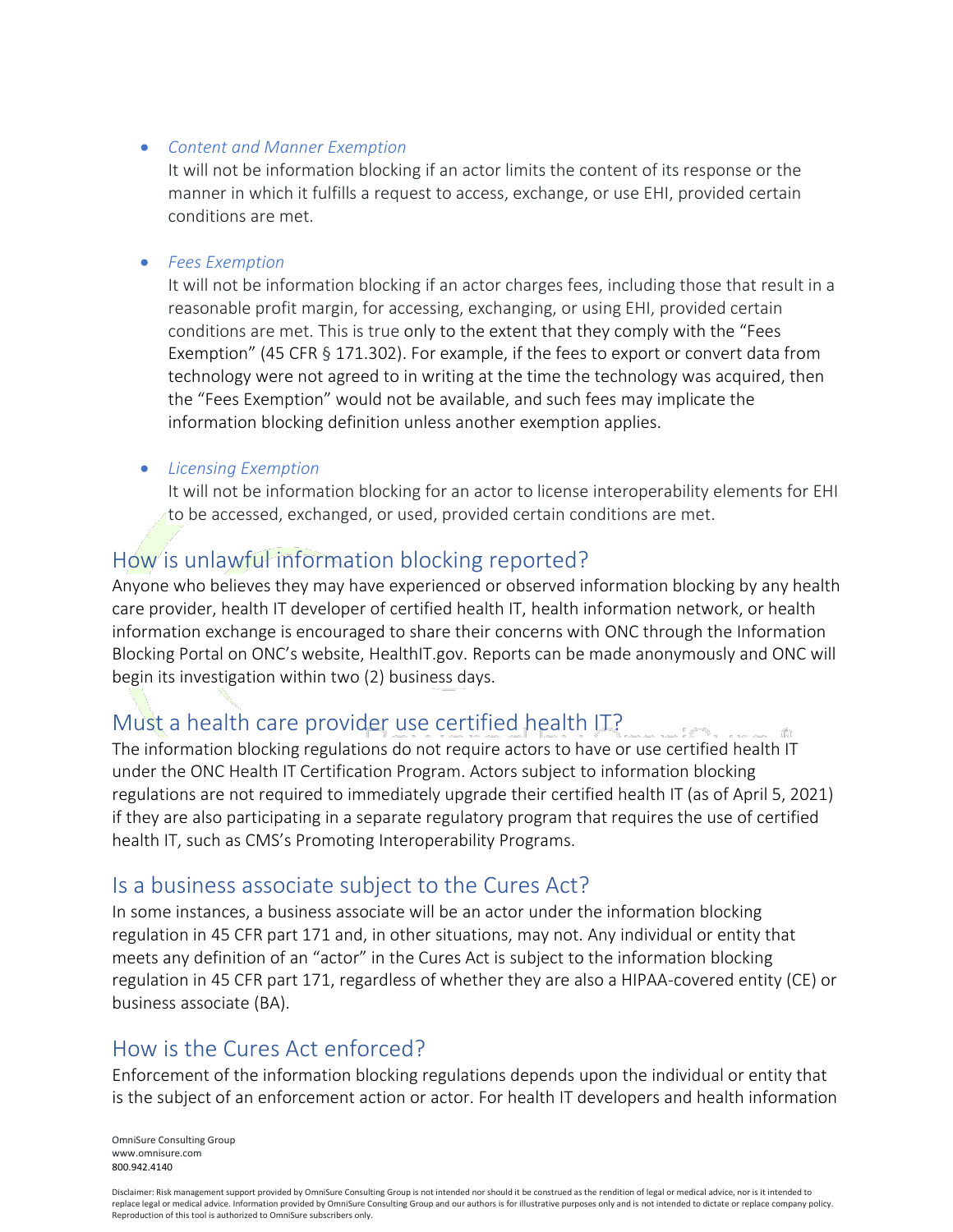- *Content and Manner Exemption*
  It will not be information blocking if an actor limits the content of its response or the manner in which it fulfills a request to access, exchange, or use EHI, provided certain conditions are met.

- *Fees Exemption*
  It will not be information blocking if an actor charges fees, including those that result in a reasonable profit margin, for accessing, exchanging, or using EHI, provided certain conditions are met. This is true only to the extent that they comply with the "Fees Exemption" (45 CFR § 171.302). For example, if the fees to export or convert data from technology were not agreed to in writing at the time the technology was acquired, then the "Fees Exemption" would not be available, and such fees may implicate the information blocking definition unless another exemption applies.

- *Licensing Exemption*
  It will not be information blocking for an actor to license interoperability elements for EHI to be accessed, exchanged, or used, provided certain conditions are met.

## How is unlawful information blocking reported?

Anyone who believes they may have experienced or observed information blocking by any health care provider, health IT developer of certified health IT, health information network, or health information exchange is encouraged to share their concerns with ONC through the Information Blocking Portal on ONC's website, HealthIT.gov. Reports can be made anonymously and ONC will begin its investigation within two (2) business days.

## Must a health care provider use certified health IT?

The information blocking regulations do not require actors to have or use certified health IT under the ONC Health IT Certification Program. Actors subject to information blocking regulations are not required to immediately upgrade their certified health IT (as of April 5, 2021) if they are also participating in a separate regulatory program that requires the use of certified health IT, such as CMS's Promoting Interoperability Programs.

## Is a business associate subject to the Cures Act?

In some instances, a business associate will be an actor under the information blocking regulation in 45 CFR part 171 and, in other situations, may not. Any individual or entity that meets any definition of an "actor" in the Cures Act is subject to the information blocking regulation in 45 CFR part 171, regardless of whether they are also a HIPAA-covered entity (CE) or business associate (BA).

## How is the Cures Act enforced?

Enforcement of the information blocking regulations depends upon the individual or entity that is the subject of an enforcement action or actor. For health IT developers and health information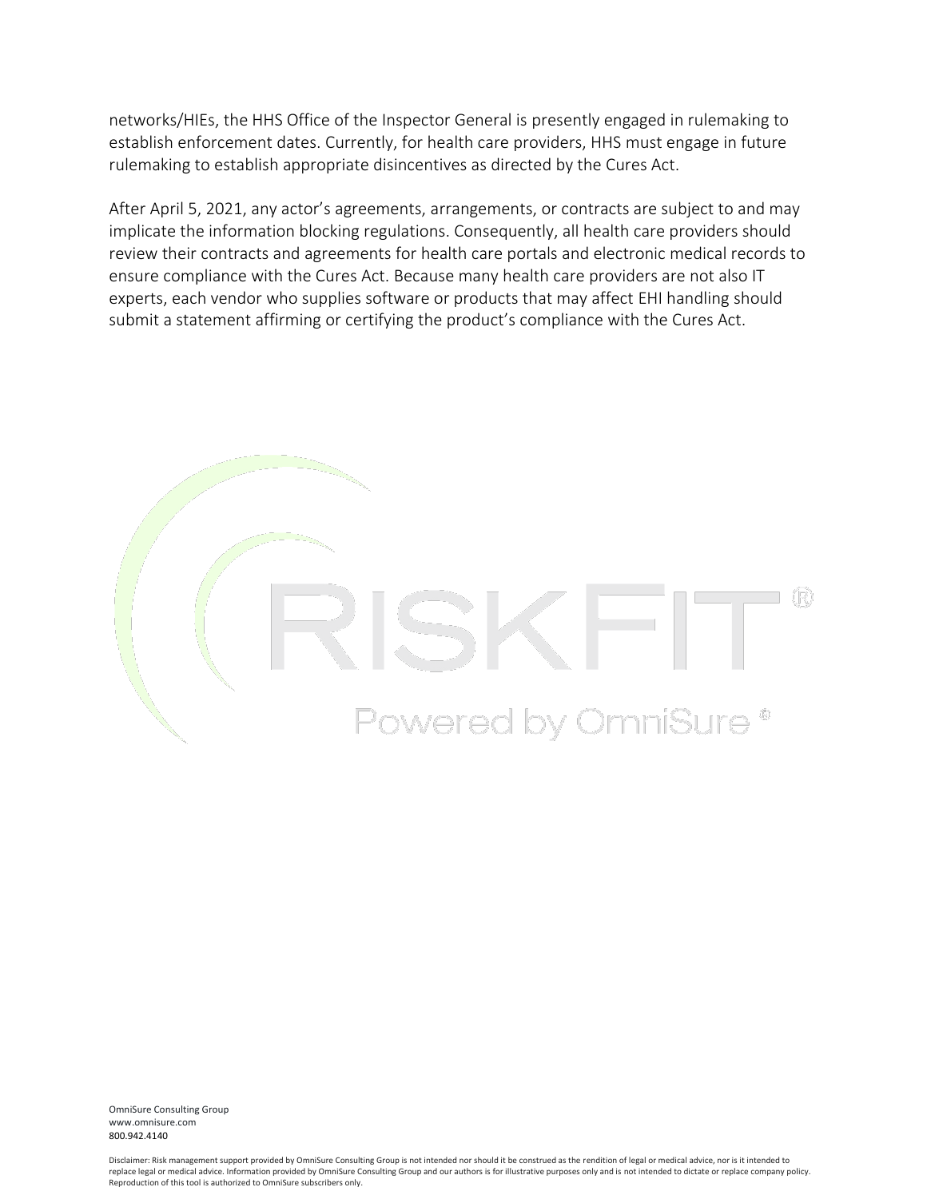networks/HIEs, the HHS Office of the Inspector General is presently engaged in rulemaking to establish enforcement dates. Currently, for health care providers, HHS must engage in future rulemaking to establish appropriate disincentives as directed by the Cures Act.

After April 5, 2021, any actor's agreements, arrangements, or contracts are subject to and may implicate the information blocking regulations. Consequently, all health care providers should review their contracts and agreements for health care portals and electronic medical records to ensure compliance with the Cures Act. Because many health care providers are not also IT experts, each vendor who supplies software or products that may affect EHI handling should submit a statement affirming or certifying the product's compliance with the Cures Act.

RISKFIT®

Powered by OmniSure®

OmniSure Consulting Group
www.omnisure.com
800.942.4140

Disclaimer: Risk management support provided by OmniSure Consulting Group is not intended nor should it be construed as the rendition of legal or medical advice, nor is it intended to replace legal or medical advice. Information provided by OmniSure Consulting Group and our authors is for illustrative purposes only and is not intended to dictate or replace company policy. Reproduction of this tool is authorized to OmniSure subscribers only.